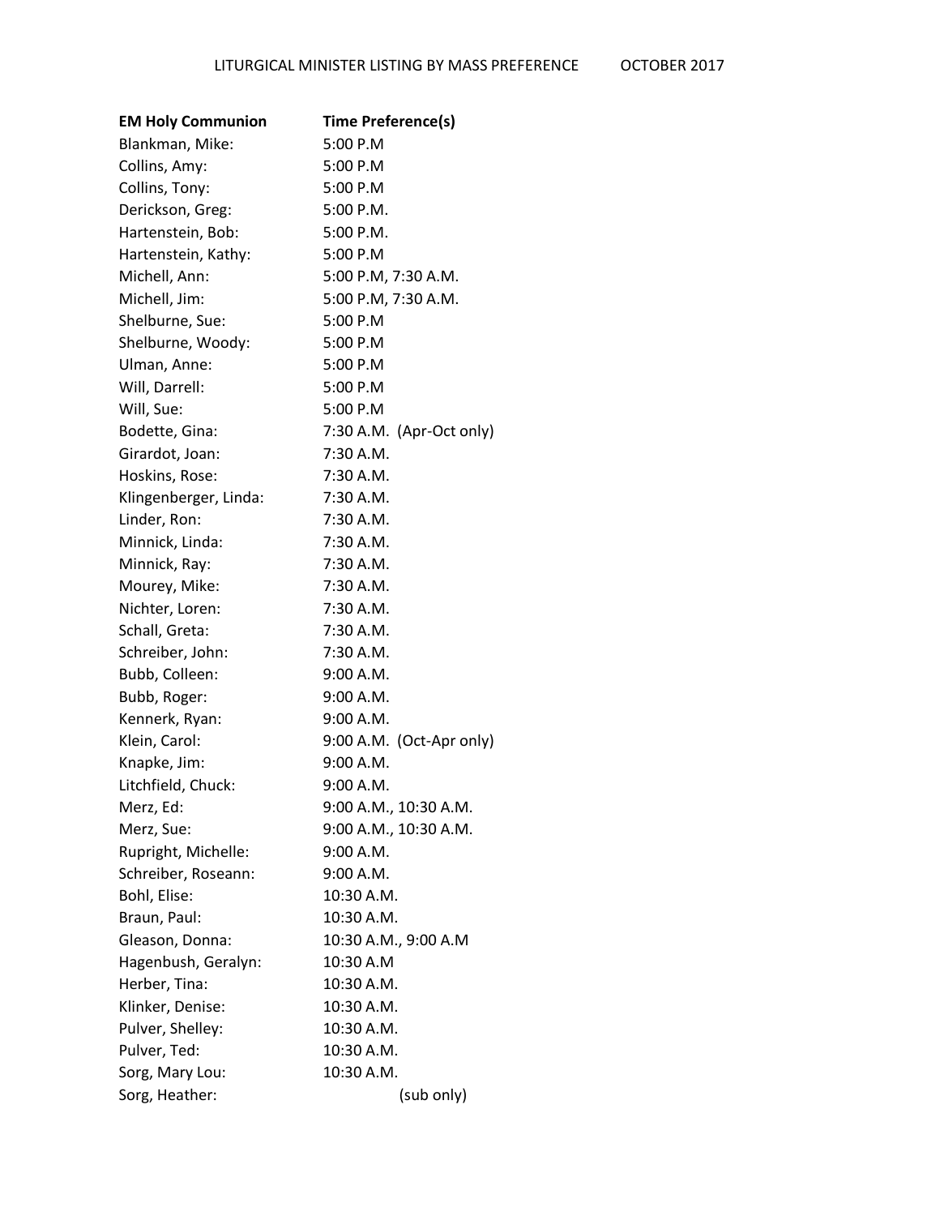# LITURGICAL MINISTER LISTING BY MASS PREFERENCE OCTOBER 2017

| EM Holy Communion | Time Preference(s) |
|---|---|
| Blankman, Mike: | 5:00 P.M |
| Collins, Amy: | 5:00 P.M |
| Collins, Tony: | 5:00 P.M |
| Derickson, Greg: | 5:00 P.M. |
| Hartenstein, Bob: | 5:00 P.M. |
| Hartenstein, Kathy: | 5:00 P.M |
| Michell, Ann: | 5:00 P.M, 7:30 A.M. |
| Michell, Jim: | 5:00 P.M, 7:30 A.M. |
| Shelburne, Sue: | 5:00 P.M |
| Shelburne, Woody: | 5:00 P.M |
| Ulman, Anne: | 5:00 P.M |
| Will, Darrell: | 5:00 P.M |
| Will, Sue: | 5:00 P.M |
| Bodette, Gina: | 7:30 A.M. (Apr-Oct only) |
| Girardot, Joan: | 7:30 A.M. |
| Hoskins, Rose: | 7:30 A.M. |
| Klingenberger, Linda: | 7:30 A.M. |
| Linder, Ron: | 7:30 A.M. |
| Minnick, Linda: | 7:30 A.M. |
| Minnick, Ray: | 7:30 A.M. |
| Mourey, Mike: | 7:30 A.M. |
| Nichter, Loren: | 7:30 A.M. |
| Schall, Greta: | 7:30 A.M. |
| Schreiber, John: | 7:30 A.M. |
| Bubb, Colleen: | 9:00 A.M. |
| Bubb, Roger: | 9:00 A.M. |
| Kennerk, Ryan: | 9:00 A.M. |
| Klein, Carol: | 9:00 A.M. (Oct-Apr only) |
| Knapke, Jim: | 9:00 A.M. |
| Litchfield, Chuck: | 9:00 A.M. |
| Merz, Ed: | 9:00 A.M., 10:30 A.M. |
| Merz, Sue: | 9:00 A.M., 10:30 A.M. |
| Rupright, Michelle: | 9:00 A.M. |
| Schreiber, Roseann: | 9:00 A.M. |
| Bohl, Elise: | 10:30 A.M. |
| Braun, Paul: | 10:30 A.M. |
| Gleason, Donna: | 10:30 A.M., 9:00 A.M |
| Hagenbush, Geralyn: | 10:30 A.M |
| Herber, Tina: | 10:30 A.M. |
| Klinker, Denise: | 10:30 A.M. |
| Pulver, Shelley: | 10:30 A.M. |
| Pulver, Ted: | 10:30 A.M. |
| Sorg, Mary Lou: | 10:30 A.M. |
| Sorg, Heather: | (sub only) |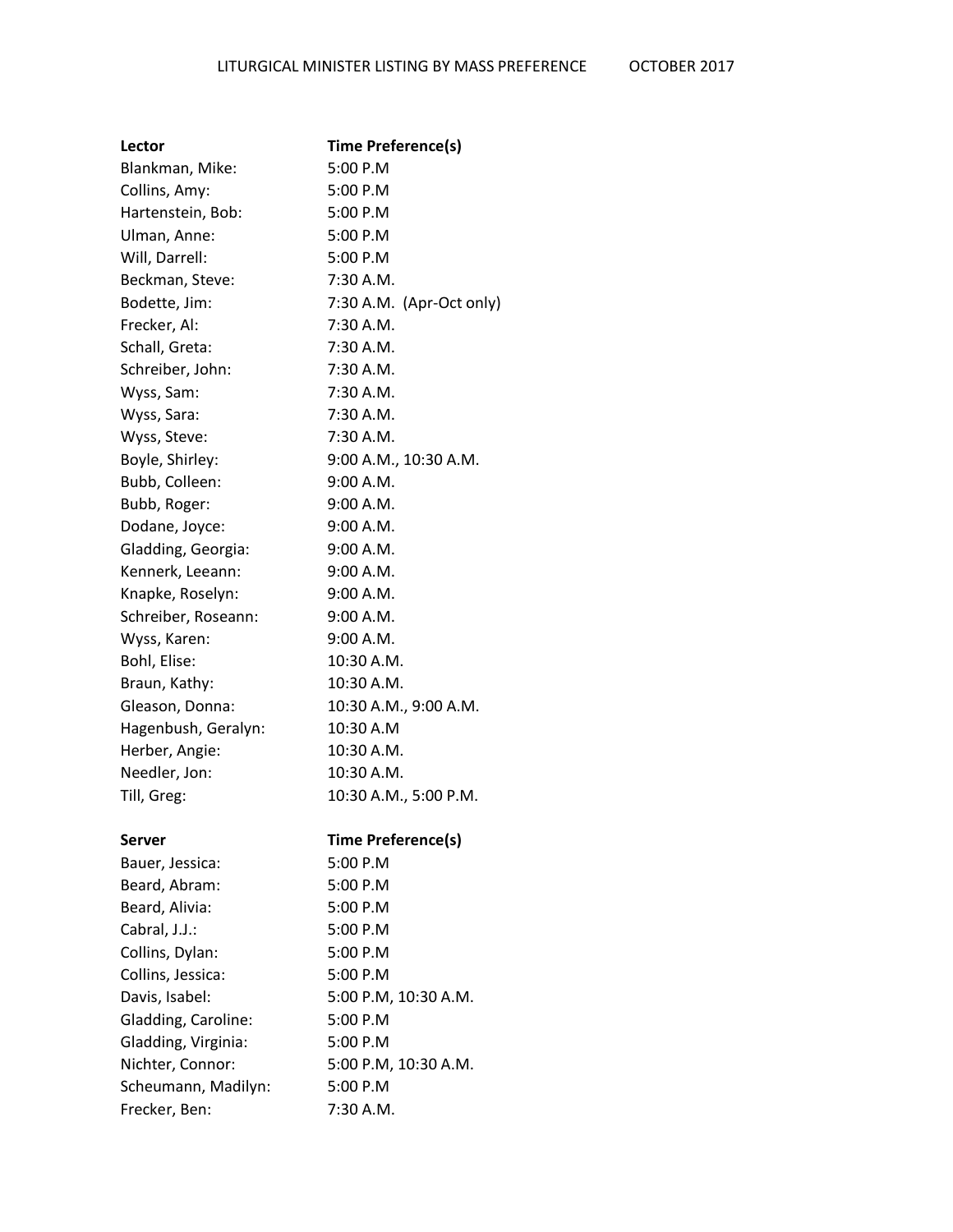LITURGICAL MINISTER LISTING BY MASS PREFERENCE OCTOBER 2017

| Lector | Time Preference(s) |
|---|---|
| Blankman, Mike: | 5:00 P.M |
| Collins, Amy: | 5:00 P.M |
| Hartenstein, Bob: | 5:00 P.M |
| Ulman, Anne: | 5:00 P.M |
| Will, Darrell: | 5:00 P.M |
| Beckman, Steve: | 7:30 A.M. |
| Bodette, Jim: | 7:30 A.M. (Apr-Oct only) |
| Frecker, Al: | 7:30 A.M. |
| Schall, Greta: | 7:30 A.M. |
| Schreiber, John: | 7:30 A.M. |
| Wyss, Sam: | 7:30 A.M. |
| Wyss, Sara: | 7:30 A.M. |
| Wyss, Steve: | 7:30 A.M. |
| Boyle, Shirley: | 9:00 A.M., 10:30 A.M. |
| Bubb, Colleen: | 9:00 A.M. |
| Bubb, Roger: | 9:00 A.M. |
| Dodane, Joyce: | 9:00 A.M. |
| Gladding, Georgia: | 9:00 A.M. |
| Kennerk, Leeann: | 9:00 A.M. |
| Knapke, Roselyn: | 9:00 A.M. |
| Schreiber, Roseann: | 9:00 A.M. |
| Wyss, Karen: | 9:00 A.M. |
| Bohl, Elise: | 10:30 A.M. |
| Braun, Kathy: | 10:30 A.M. |
| Gleason, Donna: | 10:30 A.M., 9:00 A.M. |
| Hagenbush, Geralyn: | 10:30 A.M |
| Herber, Angie: | 10:30 A.M. |
| Needler, Jon: | 10:30 A.M. |
| Till, Greg: | 10:30 A.M., 5:00 P.M. |

| Server | Time Preference(s) |
|---|---|
| Bauer, Jessica: | 5:00 P.M |
| Beard, Abram: | 5:00 P.M |
| Beard, Alivia: | 5:00 P.M |
| Cabral, J.J.: | 5:00 P.M |
| Collins, Dylan: | 5:00 P.M |
| Collins, Jessica: | 5:00 P.M |
| Davis, Isabel: | 5:00 P.M, 10:30 A.M. |
| Gladding, Caroline: | 5:00 P.M |
| Gladding, Virginia: | 5:00 P.M |
| Nichter, Connor: | 5:00 P.M, 10:30 A.M. |
| Scheumann, Madilyn: | 5:00 P.M |
| Frecker, Ben: | 7:30 A.M. |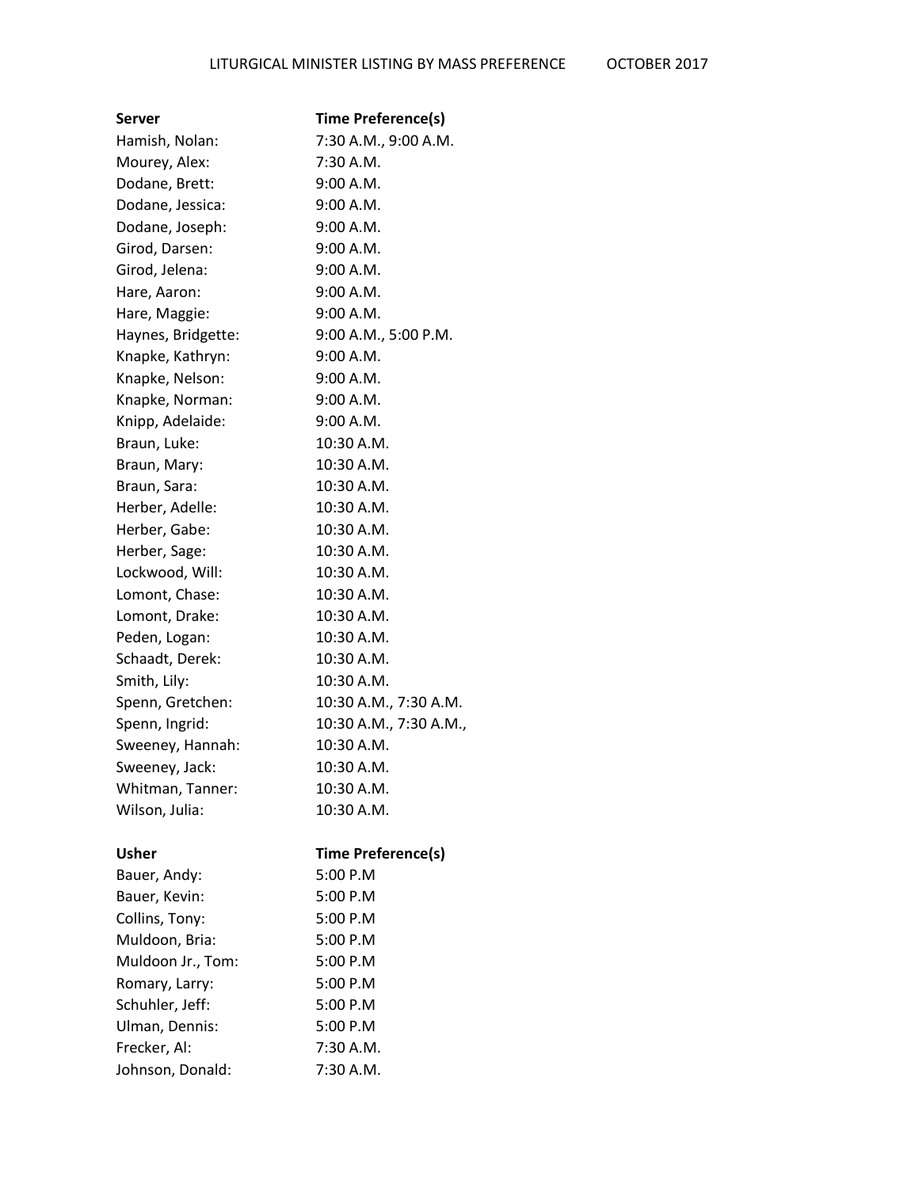LITURGICAL MINISTER LISTING BY MASS PREFERENCE OCTOBER 2017

| **Server** | **Time Preference(s)** |
|---|---|
| Hamish, Nolan: | 7:30 A.M., 9:00 A.M. |
| Mourey, Alex: | 7:30 A.M. |
| Dodane, Brett: | 9:00 A.M. |
| Dodane, Jessica: | 9:00 A.M. |
| Dodane, Joseph: | 9:00 A.M. |
| Girod, Darsen: | 9:00 A.M. |
| Girod, Jelena: | 9:00 A.M. |
| Hare, Aaron: | 9:00 A.M. |
| Hare, Maggie: | 9:00 A.M. |
| Haynes, Bridgette: | 9:00 A.M., 5:00 P.M. |
| Knapke, Kathryn: | 9:00 A.M. |
| Knapke, Nelson: | 9:00 A.M. |
| Knapke, Norman: | 9:00 A.M. |
| Knipp, Adelaide: | 9:00 A.M. |
| Braun, Luke: | 10:30 A.M. |
| Braun, Mary: | 10:30 A.M. |
| Braun, Sara: | 10:30 A.M. |
| Herber, Adelle: | 10:30 A.M. |
| Herber, Gabe: | 10:30 A.M. |
| Herber, Sage: | 10:30 A.M. |
| Lockwood, Will: | 10:30 A.M. |
| Lomont, Chase: | 10:30 A.M. |
| Lomont, Drake: | 10:30 A.M. |
| Peden, Logan: | 10:30 A.M. |
| Schaadt, Derek: | 10:30 A.M. |
| Smith, Lily: | 10:30 A.M. |
| Spenn, Gretchen: | 10:30 A.M., 7:30 A.M. |
| Spenn, Ingrid: | 10:30 A.M., 7:30 A.M., |
| Sweeney, Hannah: | 10:30 A.M. |
| Sweeney, Jack: | 10:30 A.M. |
| Whitman, Tanner: | 10:30 A.M. |
| Wilson, Julia: | 10:30 A.M. |

| **Usher** | **Time Preference(s)** |
|---|---|
| Bauer, Andy: | 5:00 P.M |
| Bauer, Kevin: | 5:00 P.M |
| Collins, Tony: | 5:00 P.M |
| Muldoon, Bria: | 5:00 P.M |
| Muldoon Jr., Tom: | 5:00 P.M |
| Romary, Larry: | 5:00 P.M |
| Schuhler, Jeff: | 5:00 P.M |
| Ulman, Dennis: | 5:00 P.M |
| Frecker, Al: | 7:30 A.M. |
| Johnson, Donald: | 7:30 A.M. |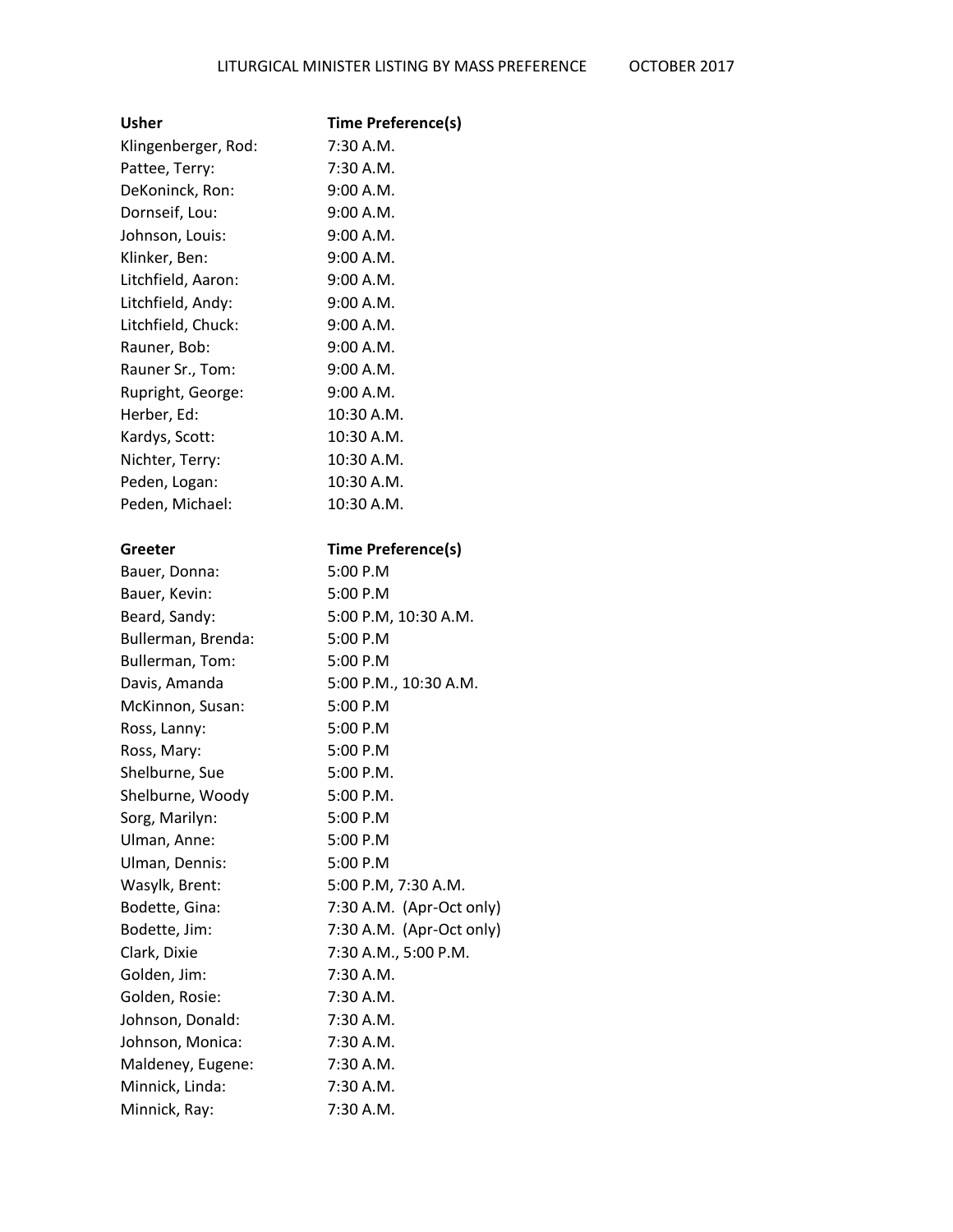LITURGICAL MINISTER LISTING BY MASS PREFERENCE OCTOBER 2017

| Usher | Time Preference(s) |
|---|---|
| Klingenberger, Rod: | 7:30 A.M. |
| Pattee, Terry: | 7:30 A.M. |
| DeKoninck, Ron: | 9:00 A.M. |
| Dornseif, Lou: | 9:00 A.M. |
| Johnson, Louis: | 9:00 A.M. |
| Klinker, Ben: | 9:00 A.M. |
| Litchfield, Aaron: | 9:00 A.M. |
| Litchfield, Andy: | 9:00 A.M. |
| Litchfield, Chuck: | 9:00 A.M. |
| Rauner, Bob: | 9:00 A.M. |
| Rauner Sr., Tom: | 9:00 A.M. |
| Rupright, George: | 9:00 A.M. |
| Herber, Ed: | 10:30 A.M. |
| Kardys, Scott: | 10:30 A.M. |
| Nichter, Terry: | 10:30 A.M. |
| Peden, Logan: | 10:30 A.M. |
| Peden, Michael: | 10:30 A.M. |

| Greeter | Time Preference(s) |
|---|---|
| Bauer, Donna: | 5:00 P.M |
| Bauer, Kevin: | 5:00 P.M |
| Beard, Sandy: | 5:00 P.M, 10:30 A.M. |
| Bullerman, Brenda: | 5:00 P.M |
| Bullerman, Tom: | 5:00 P.M |
| Davis, Amanda | 5:00 P.M., 10:30 A.M. |
| McKinnon, Susan: | 5:00 P.M |
| Ross, Lanny: | 5:00 P.M |
| Ross, Mary: | 5:00 P.M |
| Shelburne, Sue | 5:00 P.M. |
| Shelburne, Woody | 5:00 P.M. |
| Sorg, Marilyn: | 5:00 P.M |
| Ulman, Anne: | 5:00 P.M |
| Ulman, Dennis: | 5:00 P.M |
| Wasylk, Brent: | 5:00 P.M, 7:30 A.M. |
| Bodette, Gina: | 7:30 A.M. (Apr-Oct only) |
| Bodette, Jim: | 7:30 A.M. (Apr-Oct only) |
| Clark, Dixie | 7:30 A.M., 5:00 P.M. |
| Golden, Jim: | 7:30 A.M. |
| Golden, Rosie: | 7:30 A.M. |
| Johnson, Donald: | 7:30 A.M. |
| Johnson, Monica: | 7:30 A.M. |
| Maldeney, Eugene: | 7:30 A.M. |
| Minnick, Linda: | 7:30 A.M. |
| Minnick, Ray: | 7:30 A.M. |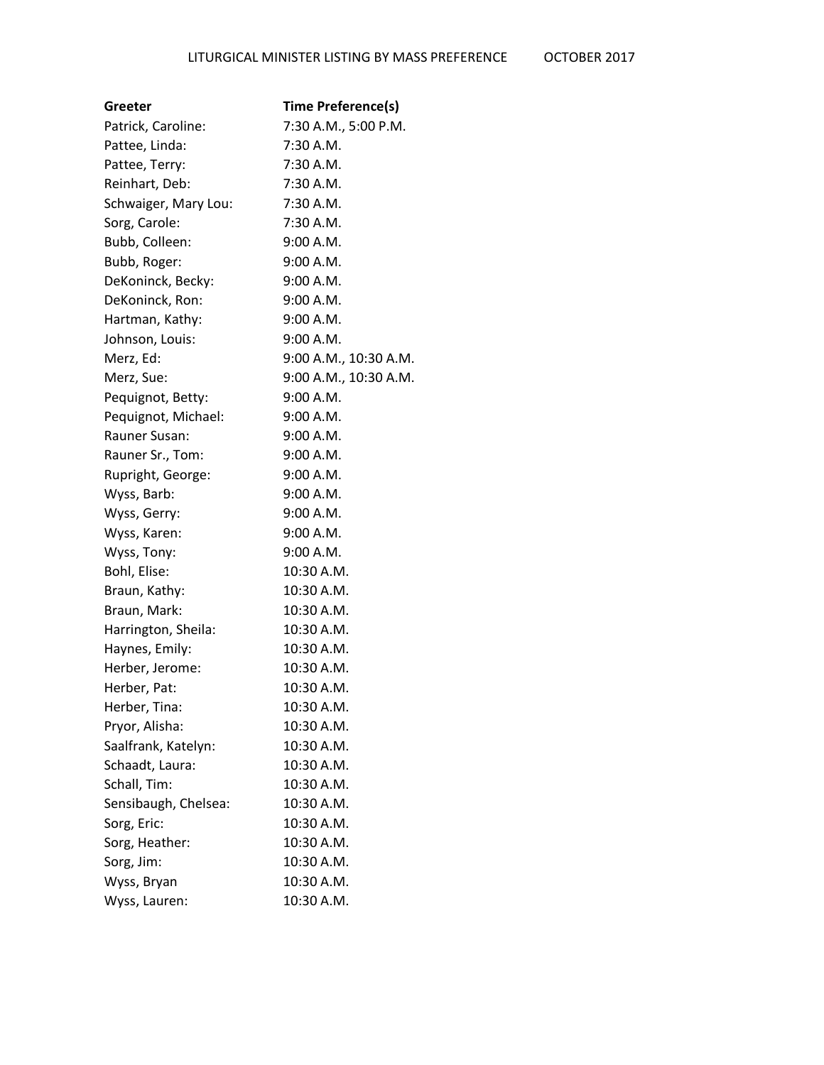LITURGICAL MINISTER LISTING BY MASS PREFERENCE OCTOBER 2017

| Greeter | Time Preference(s) |
|---|---|
| Patrick, Caroline: | 7:30 A.M., 5:00 P.M. |
| Pattee, Linda: | 7:30 A.M. |
| Pattee, Terry: | 7:30 A.M. |
| Reinhart, Deb: | 7:30 A.M. |
| Schwaiger, Mary Lou: | 7:30 A.M. |
| Sorg, Carole: | 7:30 A.M. |
| Bubb, Colleen: | 9:00 A.M. |
| Bubb, Roger: | 9:00 A.M. |
| DeKoninck, Becky: | 9:00 A.M. |
| DeKoninck, Ron: | 9:00 A.M. |
| Hartman, Kathy: | 9:00 A.M. |
| Johnson, Louis: | 9:00 A.M. |
| Merz, Ed: | 9:00 A.M., 10:30 A.M. |
| Merz, Sue: | 9:00 A.M., 10:30 A.M. |
| Pequignot, Betty: | 9:00 A.M. |
| Pequignot, Michael: | 9:00 A.M. |
| Rauner Susan: | 9:00 A.M. |
| Rauner Sr., Tom: | 9:00 A.M. |
| Rupright, George: | 9:00 A.M. |
| Wyss, Barb: | 9:00 A.M. |
| Wyss, Gerry: | 9:00 A.M. |
| Wyss, Karen: | 9:00 A.M. |
| Wyss, Tony: | 9:00 A.M. |
| Bohl, Elise: | 10:30 A.M. |
| Braun, Kathy: | 10:30 A.M. |
| Braun, Mark: | 10:30 A.M. |
| Harrington, Sheila: | 10:30 A.M. |
| Haynes, Emily: | 10:30 A.M. |
| Herber, Jerome: | 10:30 A.M. |
| Herber, Pat: | 10:30 A.M. |
| Herber, Tina: | 10:30 A.M. |
| Pryor, Alisha: | 10:30 A.M. |
| Saalfrank, Katelyn: | 10:30 A.M. |
| Schaadt, Laura: | 10:30 A.M. |
| Schall, Tim: | 10:30 A.M. |
| Sensibaugh, Chelsea: | 10:30 A.M. |
| Sorg, Eric: | 10:30 A.M. |
| Sorg, Heather: | 10:30 A.M. |
| Sorg, Jim: | 10:30 A.M. |
| Wyss, Bryan | 10:30 A.M. |
| Wyss, Lauren: | 10:30 A.M. |